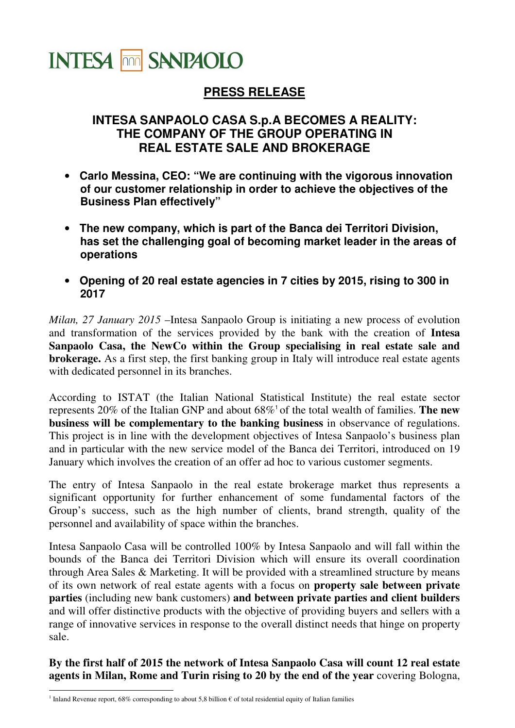# INTESA SANPAOLO

## PRESS RELEASE

## INTESA SANPAOLO CASA S.p.A BECOMES A REALITY: THE COMPANY OF THE GROUP OPERATING IN REAL ESTATE SALE AND BROKERAGE

- **Carlo Messina, CEO: "We are continuing with the vigorous innovation of our customer relationship in order to achieve the objectives of the Business Plan effectively"**
- **The new company, which is part of the Banca dei Territori Division, has set the challenging goal of becoming market leader in the areas of operations**
- **Opening of 20 real estate agencies in 7 cities by 2015, rising to 300 in 2017**

*Milan, 27 January 2015* –Intesa Sanpaolo Group is initiating a new process of evolution and transformation of the services provided by the bank with the creation of **Intesa Sanpaolo Casa, the NewCo within the Group specialising in real estate sale and brokerage.** As a first step, the first banking group in Italy will introduce real estate agents with dedicated personnel in its branches.

According to ISTAT (the Italian National Statistical Institute) the real estate sector represents 20% of the Italian GNP and about 68%[1] of the total wealth of families. **The new business will be complementary to the banking business** in observance of regulations. This project is in line with the development objectives of Intesa Sanpaolo's business plan and in particular with the new service model of the Banca dei Territori, introduced on 19 January which involves the creation of an offer ad hoc to various customer segments.

The entry of Intesa Sanpaolo in the real estate brokerage market thus represents a significant opportunity for further enhancement of some fundamental factors of the Group's success, such as the high number of clients, brand strength, quality of the personnel and availability of space within the branches.

Intesa Sanpaolo Casa will be controlled 100% by Intesa Sanpaolo and will fall within the bounds of the Banca dei Territori Division which will ensure its overall coordination through Area Sales & Marketing. It will be provided with a streamlined structure by means of its own network of real estate agents with a focus on **property sale between private parties** (including new bank customers) **and between private parties and client builders** and will offer distinctive products with the objective of providing buyers and sellers with a range of innovative services in response to the overall distinct needs that hinge on property sale.

**By the first half of 2015 the network of Intesa Sanpaolo Casa will count 12 real estate agents in Milan, Rome and Turin rising to 20 by the end of the year** covering Bologna,

[1] Inland Revenue report, 68% corresponding to about 5,8 billion € of total residential equity of Italian families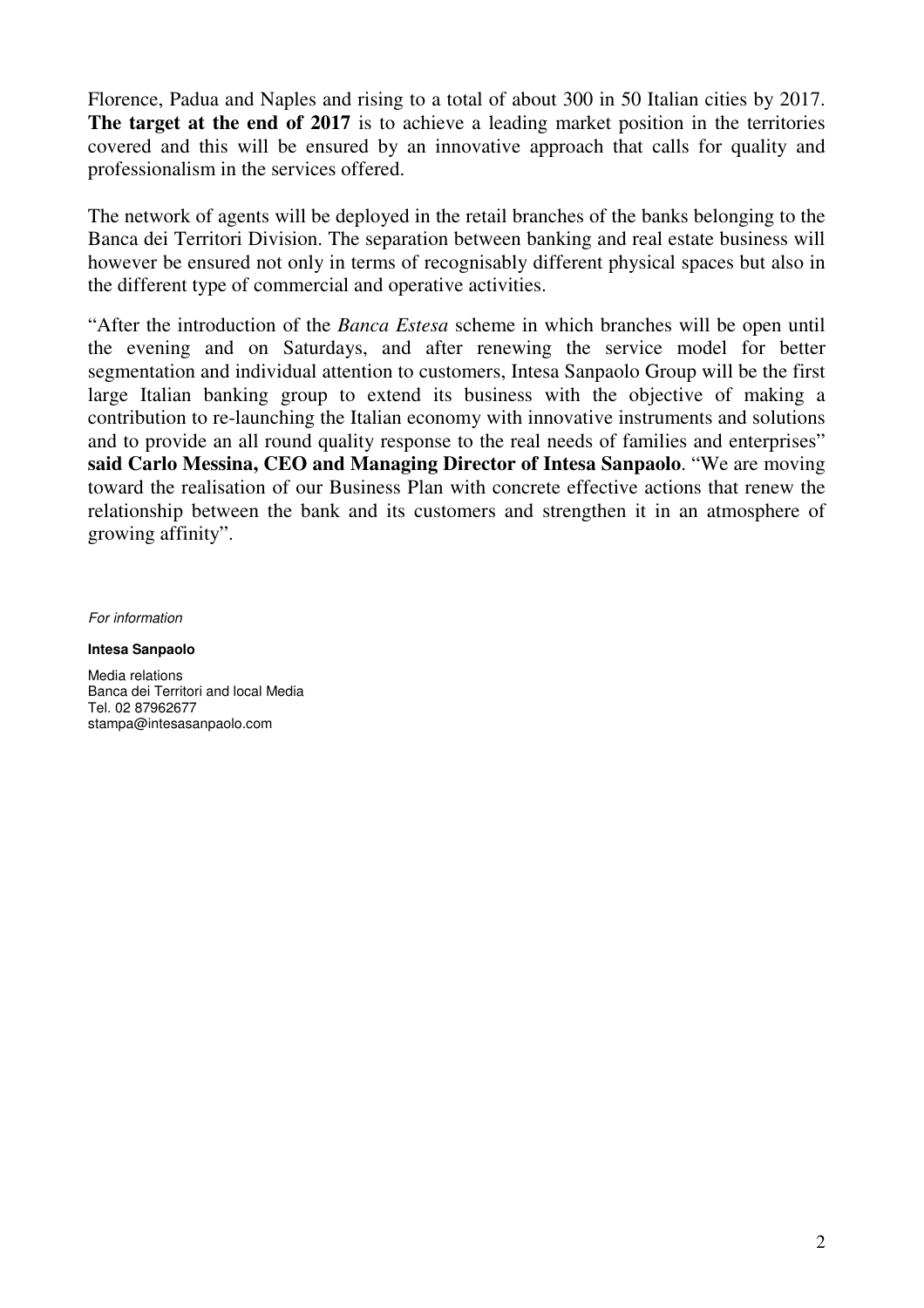Florence, Padua and Naples and rising to a total of about 300 in 50 Italian cities by 2017. **The target at the end of 2017** is to achieve a leading market position in the territories covered and this will be ensured by an innovative approach that calls for quality and professionalism in the services offered.

The network of agents will be deployed in the retail branches of the banks belonging to the Banca dei Territori Division. The separation between banking and real estate business will however be ensured not only in terms of recognisably different physical spaces but also in the different type of commercial and operative activities.

"After the introduction of the *Banca Estesa* scheme in which branches will be open until the evening and on Saturdays, and after renewing the service model for better segmentation and individual attention to customers, Intesa Sanpaolo Group will be the first large Italian banking group to extend its business with the objective of making a contribution to re-launching the Italian economy with innovative instruments and solutions and to provide an all round quality response to the real needs of families and enterprises" **said Carlo Messina, CEO and Managing Director of Intesa Sanpaolo**. "We are moving toward the realisation of our Business Plan with concrete effective actions that renew the relationship between the bank and its customers and strengthen it in an atmosphere of growing affinity".

*For information*

**Intesa Sanpaolo**

Media relations
Banca dei Territori and local Media
Tel. 02 87962677
stampa@intesasanpaolo.com